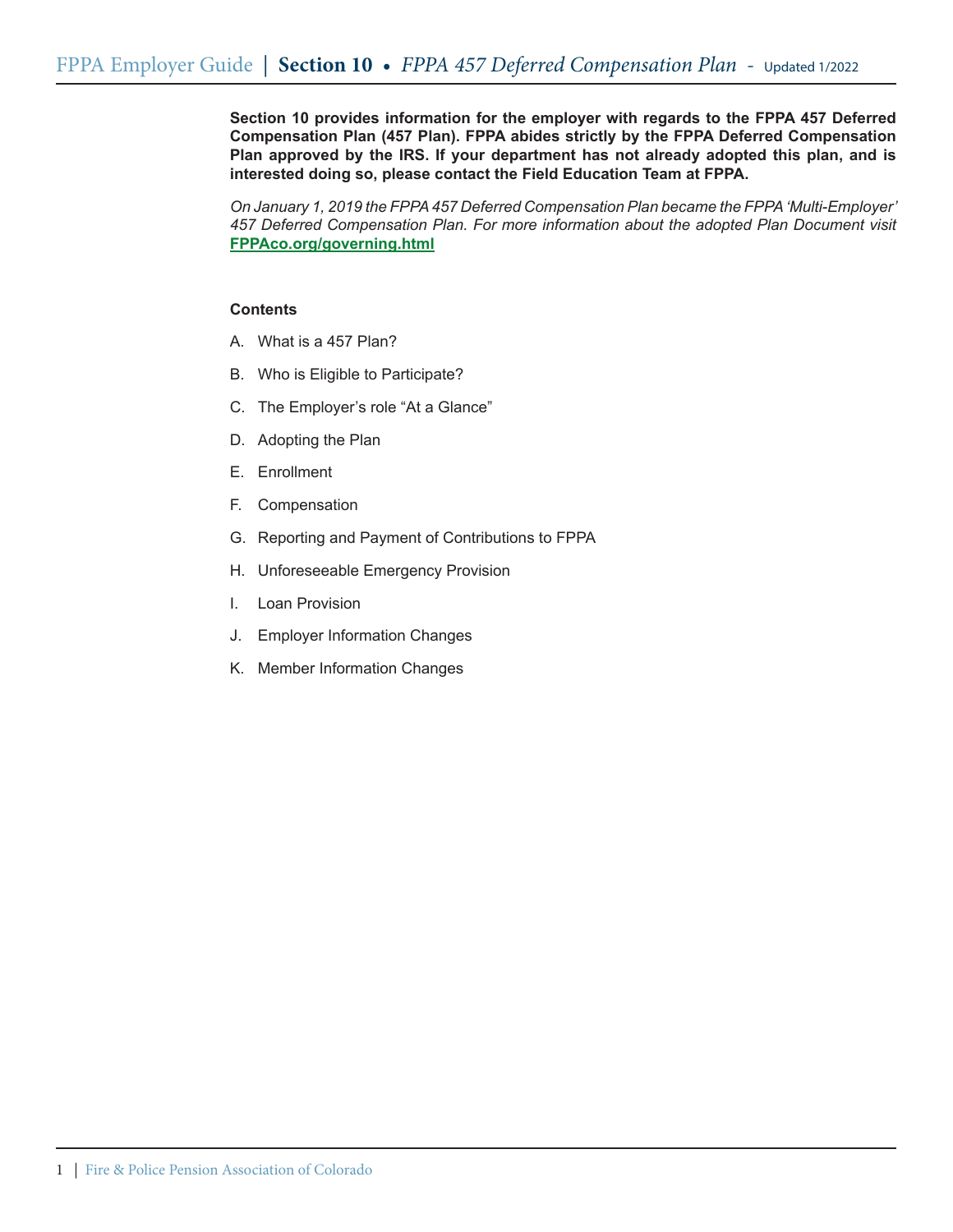# Section 10 • FPPA 457 Deferred Compensation Plan - Updated 1/2022

**Section 10 provides information for the employer with regards to the FPPA 457 Deferred Compensation Plan (457 Plan). FPPA abides strictly by the FPPA Deferred Compensation Plan approved by the IRS. If your department has not already adopted this plan, and is interested doing so, please contact the Field Education Team at FPPA.**

*On January 1, 2019 the FPPA 457 Deferred Compensation Plan became the FPPA 'Multi-Employer' 457 Deferred Compensation Plan. For more information about the adopted Plan Document visit* **FPPAco.org/governing.html**

**Contents**

A. What is a 457 Plan?

B. Who is Eligible to Participate?

C. The Employer's role "At a Glance"

D. Adopting the Plan

E. Enrollment

F. Compensation

G. Reporting and Payment of Contributions to FPPA

H. Unforeseeable Emergency Provision

I. Loan Provision

J. Employer Information Changes

K. Member Information Changes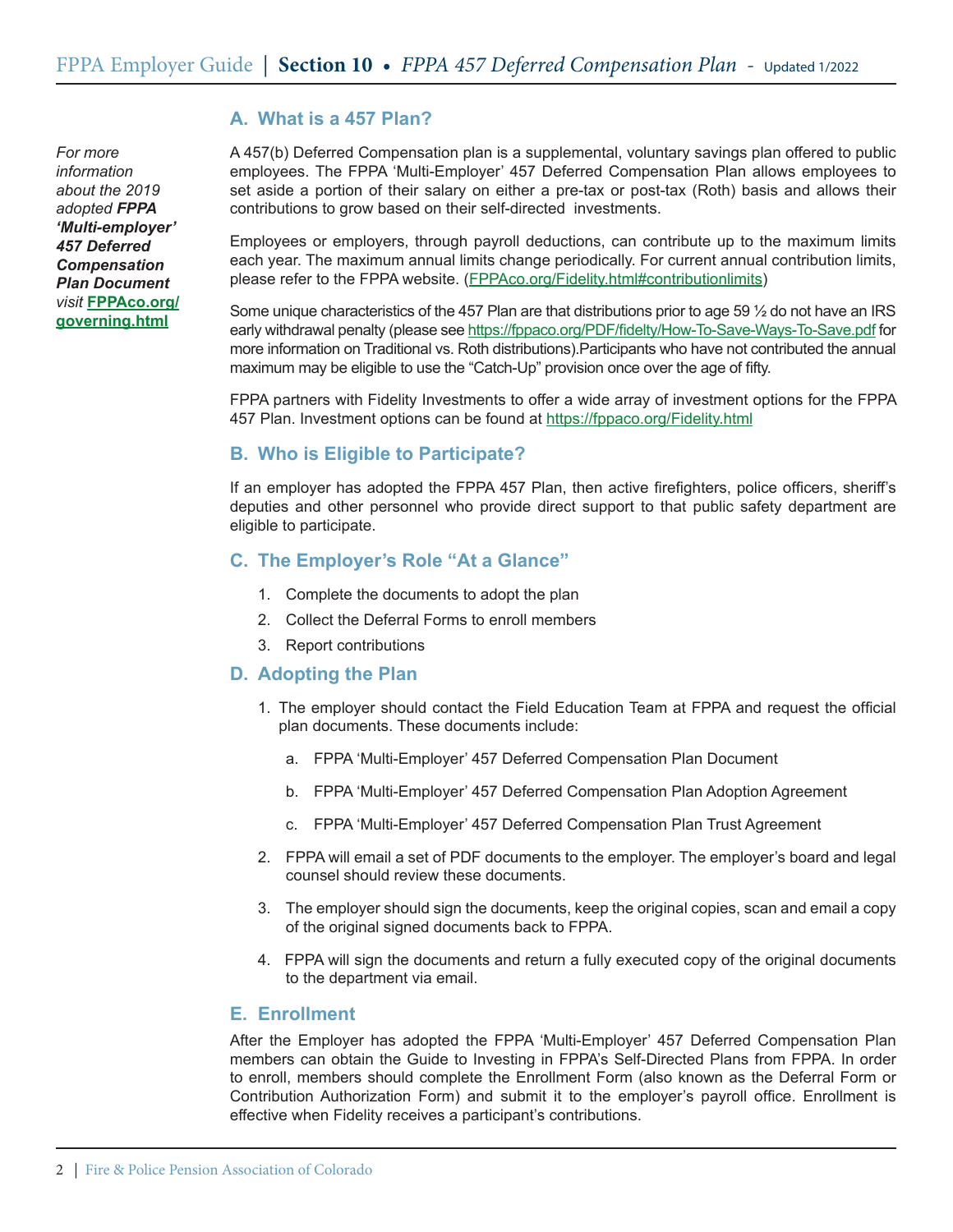*For more information about the 2019 adopted* ***FPPA 'Multi-employer' 457 Deferred Compensation Plan Document*** *visit* **FPPAco.org/governing.html**

## A. What is a 457 Plan?

A 457(b) Deferred Compensation plan is a supplemental, voluntary savings plan offered to public employees. The FPPA 'Multi-Employer' 457 Deferred Compensation Plan allows employees to set aside a portion of their salary on either a pre-tax or post-tax (Roth) basis and allows their contributions to grow based on their self-directed investments.

Employees or employers, through payroll deductions, can contribute up to the maximum limits each year. The maximum annual limits change periodically. For current annual contribution limits, please refer to the FPPA website. (FPPAco.org/Fidelity.html#contributionlimits)

Some unique characteristics of the 457 Plan are that distributions prior to age 59 ½ do not have an IRS early withdrawal penalty (please see https://fppaco.org/PDF/fidelty/How-To-Save-Ways-To-Save.pdf for more information on Traditional vs. Roth distributions).Participants who have not contributed the annual maximum may be eligible to use the "Catch-Up" provision once over the age of fifty.

FPPA partners with Fidelity Investments to offer a wide array of investment options for the FPPA 457 Plan. Investment options can be found at https://fppaco.org/Fidelity.html

## B. Who is Eligible to Participate?

If an employer has adopted the FPPA 457 Plan, then active firefighters, police officers, sheriff's deputies and other personnel who provide direct support to that public safety department are eligible to participate.

## C. The Employer's Role "At a Glance"

1. Complete the documents to adopt the plan
2. Collect the Deferral Forms to enroll members
3. Report contributions

## D. Adopting the Plan

1. The employer should contact the Field Education Team at FPPA and request the official plan documents. These documents include:
   a. FPPA 'Multi-Employer' 457 Deferred Compensation Plan Document
   b. FPPA 'Multi-Employer' 457 Deferred Compensation Plan Adoption Agreement
   c. FPPA 'Multi-Employer' 457 Deferred Compensation Plan Trust Agreement
2. FPPA will email a set of PDF documents to the employer. The employer's board and legal counsel should review these documents.
3. The employer should sign the documents, keep the original copies, scan and email a copy of the original signed documents back to FPPA.
4. FPPA will sign the documents and return a fully executed copy of the original documents to the department via email.

## E. Enrollment

After the Employer has adopted the FPPA 'Multi-Employer' 457 Deferred Compensation Plan members can obtain the Guide to Investing in FPPA's Self-Directed Plans from FPPA. In order to enroll, members should complete the Enrollment Form (also known as the Deferral Form or Contribution Authorization Form) and submit it to the employer's payroll office. Enrollment is effective when Fidelity receives a participant's contributions.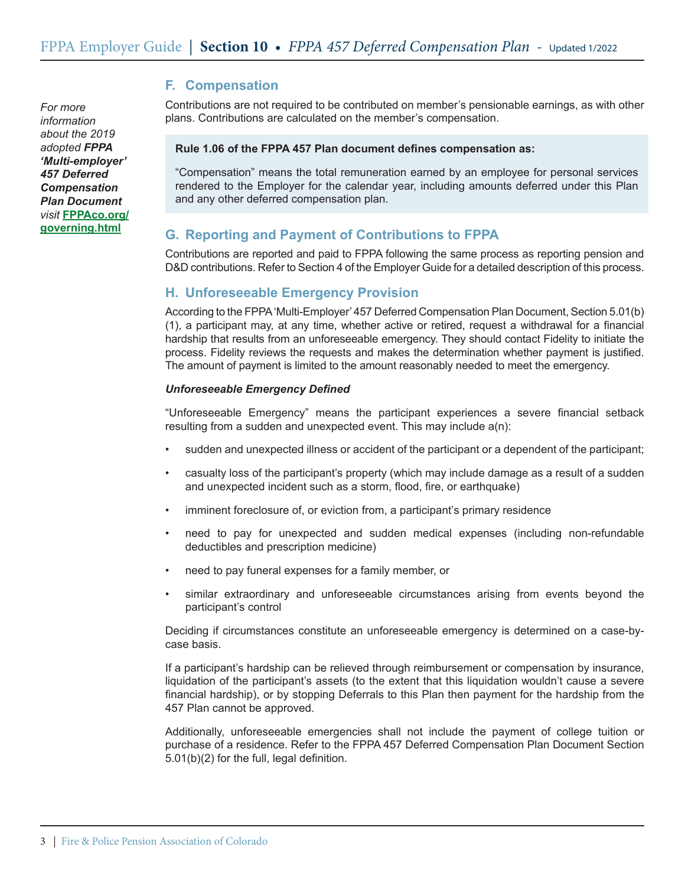*For more information about the 2019 adopted **FPPA 'Multi-employer' 457 Deferred Compensation Plan Document** visit* **FPPAco.org/governing.html**

## F. Compensation

Contributions are not required to be contributed on member's pensionable earnings, as with other plans. Contributions are calculated on the member's compensation.

**Rule 1.06 of the FPPA 457 Plan document defines compensation as:**

"Compensation" means the total remuneration earned by an employee for personal services rendered to the Employer for the calendar year, including amounts deferred under this Plan and any other deferred compensation plan.

## G. Reporting and Payment of Contributions to FPPA

Contributions are reported and paid to FPPA following the same process as reporting pension and D&D contributions. Refer to Section 4 of the Employer Guide for a detailed description of this process.

## H. Unforeseeable Emergency Provision

According to the FPPA 'Multi-Employer' 457 Deferred Compensation Plan Document, Section 5.01(b)(1), a participant may, at any time, whether active or retired, request a withdrawal for a financial hardship that results from an unforeseeable emergency. They should contact Fidelity to initiate the process. Fidelity reviews the requests and makes the determination whether payment is justified. The amount of payment is limited to the amount reasonably needed to meet the emergency.

***Unforeseeable Emergency Defined***

"Unforeseeable Emergency" means the participant experiences a severe financial setback resulting from a sudden and unexpected event. This may include a(n):

- sudden and unexpected illness or accident of the participant or a dependent of the participant;
- casualty loss of the participant's property (which may include damage as a result of a sudden and unexpected incident such as a storm, flood, fire, or earthquake)
- imminent foreclosure of, or eviction from, a participant's primary residence
- need to pay for unexpected and sudden medical expenses (including non-refundable deductibles and prescription medicine)
- need to pay funeral expenses for a family member, or
- similar extraordinary and unforeseeable circumstances arising from events beyond the participant's control

Deciding if circumstances constitute an unforeseeable emergency is determined on a case-by-case basis.

If a participant's hardship can be relieved through reimbursement or compensation by insurance, liquidation of the participant's assets (to the extent that this liquidation wouldn't cause a severe financial hardship), or by stopping Deferrals to this Plan then payment for the hardship from the 457 Plan cannot be approved.

Additionally, unforeseeable emergencies shall not include the payment of college tuition or purchase of a residence. Refer to the FPPA 457 Deferred Compensation Plan Document Section 5.01(b)(2) for the full, legal definition.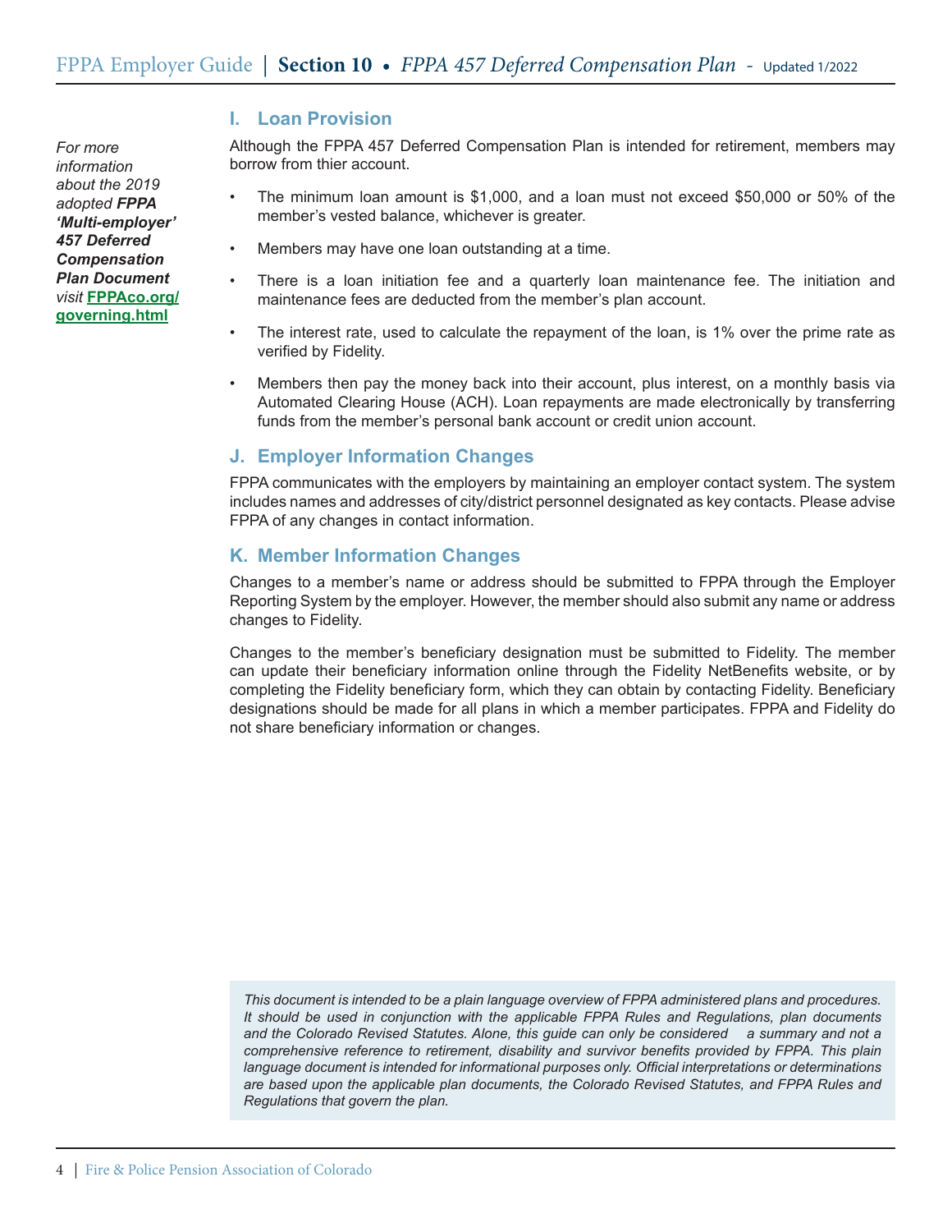*For more information about the 2019 adopted **FPPA 'Multi-employer' 457 Deferred Compensation Plan Document** visit* **FPPAco.org/governing.html**

## I. Loan Provision

Although the FPPA 457 Deferred Compensation Plan is intended for retirement, members may borrow from thier account.

- The minimum loan amount is $1,000, and a loan must not exceed $50,000 or 50% of the member's vested balance, whichever is greater.
- Members may have one loan outstanding at a time.
- There is a loan initiation fee and a quarterly loan maintenance fee. The initiation and maintenance fees are deducted from the member's plan account.
- The interest rate, used to calculate the repayment of the loan, is 1% over the prime rate as verified by Fidelity.
- Members then pay the money back into their account, plus interest, on a monthly basis via Automated Clearing House (ACH). Loan repayments are made electronically by transferring funds from the member's personal bank account or credit union account.

## J. Employer Information Changes

FPPA communicates with the employers by maintaining an employer contact system. The system includes names and addresses of city/district personnel designated as key contacts. Please advise FPPA of any changes in contact information.

## K. Member Information Changes

Changes to a member's name or address should be submitted to FPPA through the Employer Reporting System by the employer. However, the member should also submit any name or address changes to Fidelity.

Changes to the member's beneficiary designation must be submitted to Fidelity. The member can update their beneficiary information online through the Fidelity NetBenefits website, or by completing the Fidelity beneficiary form, which they can obtain by contacting Fidelity. Beneficiary designations should be made for all plans in which a member participates. FPPA and Fidelity do not share beneficiary information or changes.

*This document is intended to be a plain language overview of FPPA administered plans and procedures. It should be used in conjunction with the applicable FPPA Rules and Regulations, plan documents and the Colorado Revised Statutes. Alone, this guide can only be considered a summary and not a comprehensive reference to retirement, disability and survivor benefits provided by FPPA. This plain language document is intended for informational purposes only. Official interpretations or determinations are based upon the applicable plan documents, the Colorado Revised Statutes, and FPPA Rules and Regulations that govern the plan.*